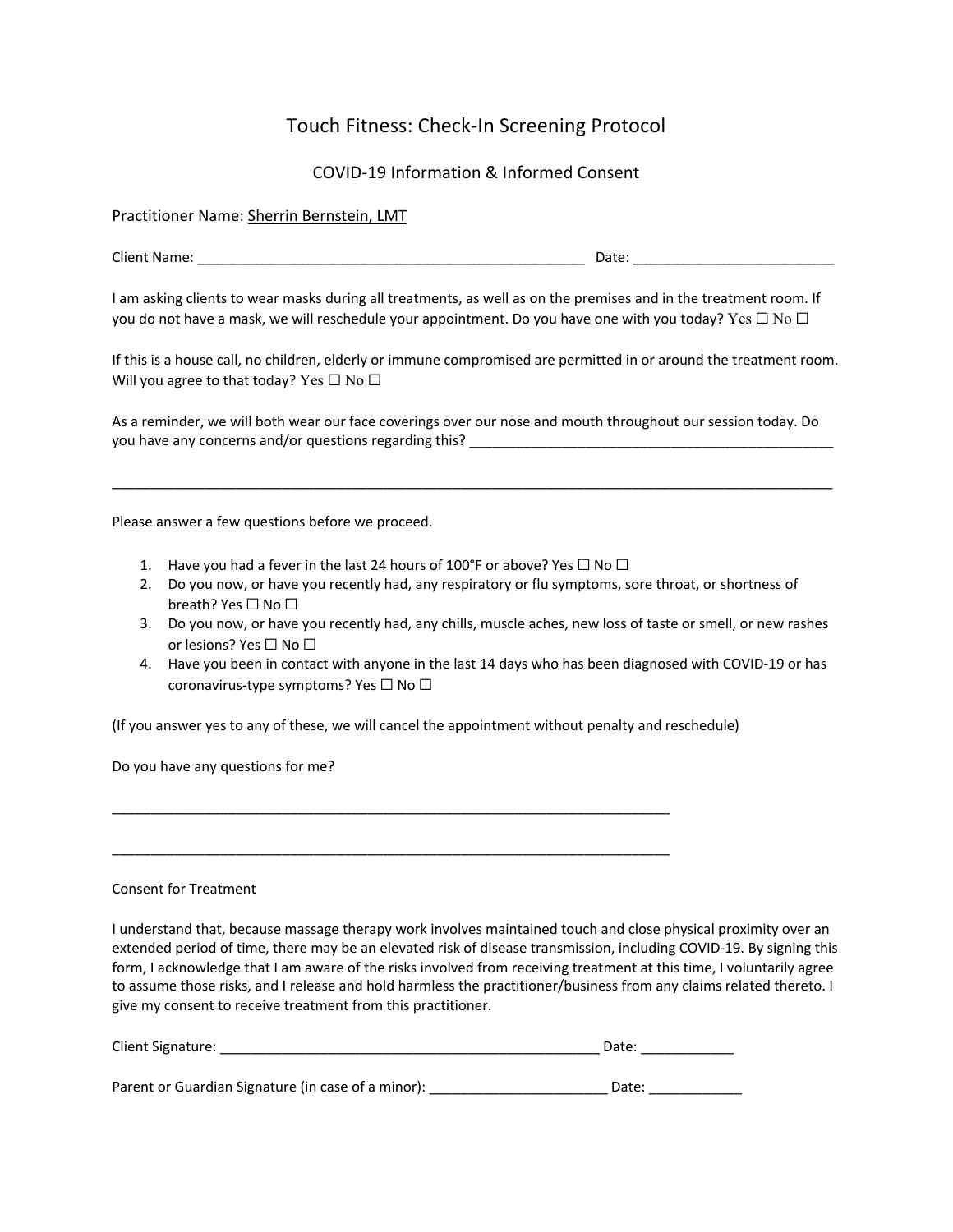# Touch Fitness: Check-In Screening Protocol

## COVID-19 Information & Informed Consent

Practitioner Name: Sherrin Bernstein, LMT

Client Name: ___________________________________________________ Date: __________________________

I am asking clients to wear masks during all treatments, as well as on the premises and in the treatment room. If you do not have a mask, we will reschedule your appointment. Do you have one with you today? Yes ☐ No ☐

If this is a house call, no children, elderly or immune compromised are permitted in or around the treatment room. Will you agree to that today? Yes ☐ No ☐

As a reminder, we will both wear our face coverings over our nose and mouth throughout our session today. Do you have any concerns and/or questions regarding this? ________________________________________________

_____________________________________________________________________________________________

Please answer a few questions before we proceed.

1. Have you had a fever in the last 24 hours of 100°F or above? Yes ☐ No ☐
2. Do you now, or have you recently had, any respiratory or flu symptoms, sore throat, or shortness of breath? Yes ☐ No ☐
3. Do you now, or have you recently had, any chills, muscle aches, new loss of taste or smell, or new rashes or lesions? Yes ☐ No ☐
4. Have you been in contact with anyone in the last 14 days who has been diagnosed with COVID-19 or has coronavirus-type symptoms? Yes ☐ No ☐

(If you answer yes to any of these, we will cancel the appointment without penalty and reschedule)

Do you have any questions for me?

__________________________________________________________________________

__________________________________________________________________________

Consent for Treatment

I understand that, because massage therapy work involves maintained touch and close physical proximity over an extended period of time, there may be an elevated risk of disease transmission, including COVID-19. By signing this form, I acknowledge that I am aware of the risks involved from receiving treatment at this time, I voluntarily agree to assume those risks, and I release and hold harmless the practitioner/business from any claims related thereto. I give my consent to receive treatment from this practitioner.

Client Signature: __________________________________________________ Date: ____________

Parent or Guardian Signature (in case of a minor): _______________________ Date: ____________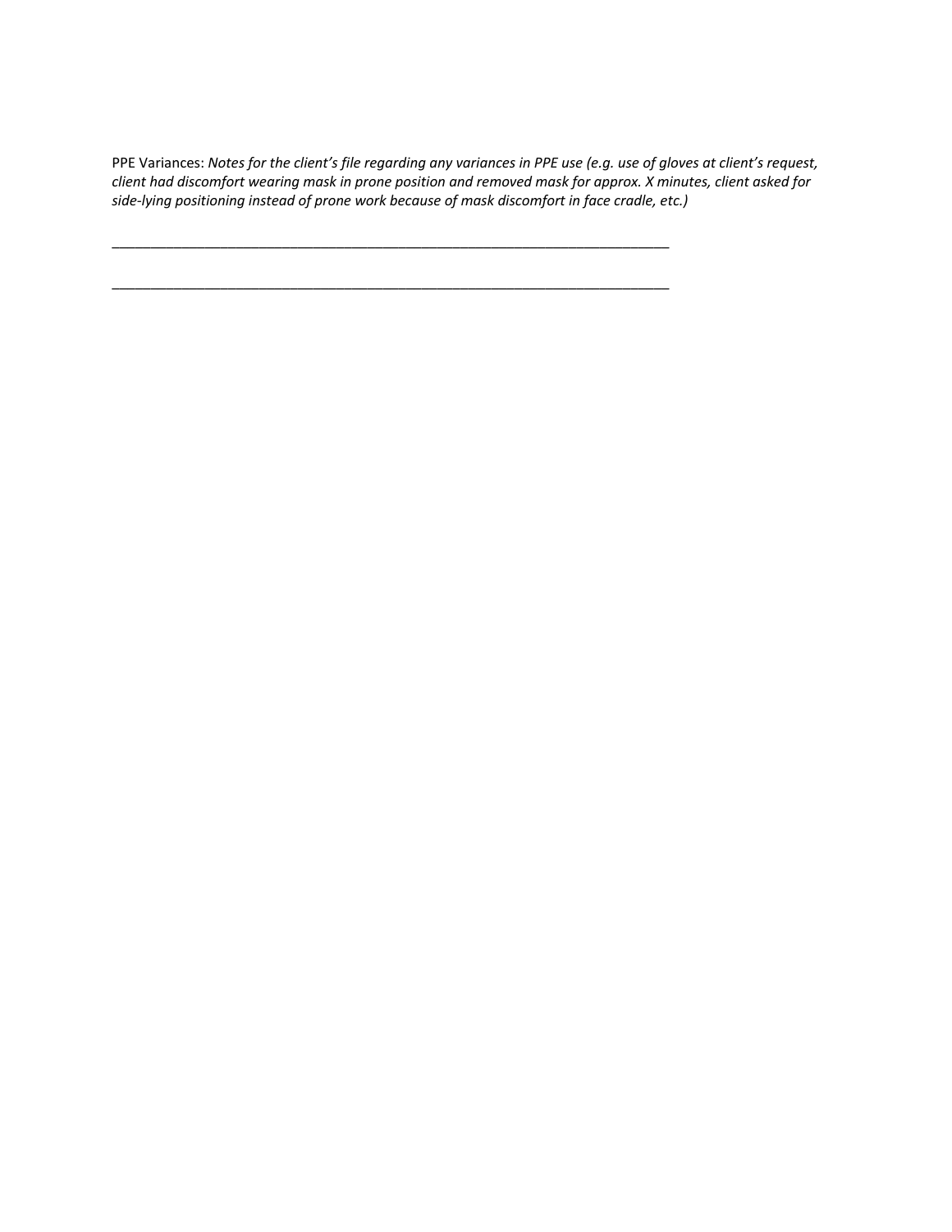PPE Variances: *Notes for the client's file regarding any variances in PPE use (e.g. use of gloves at client's request, client had discomfort wearing mask in prone position and removed mask for approx. X minutes, client asked for side-lying positioning instead of prone work because of mask discomfort in face cradle, etc.)*

___________________________________________________________________________

___________________________________________________________________________